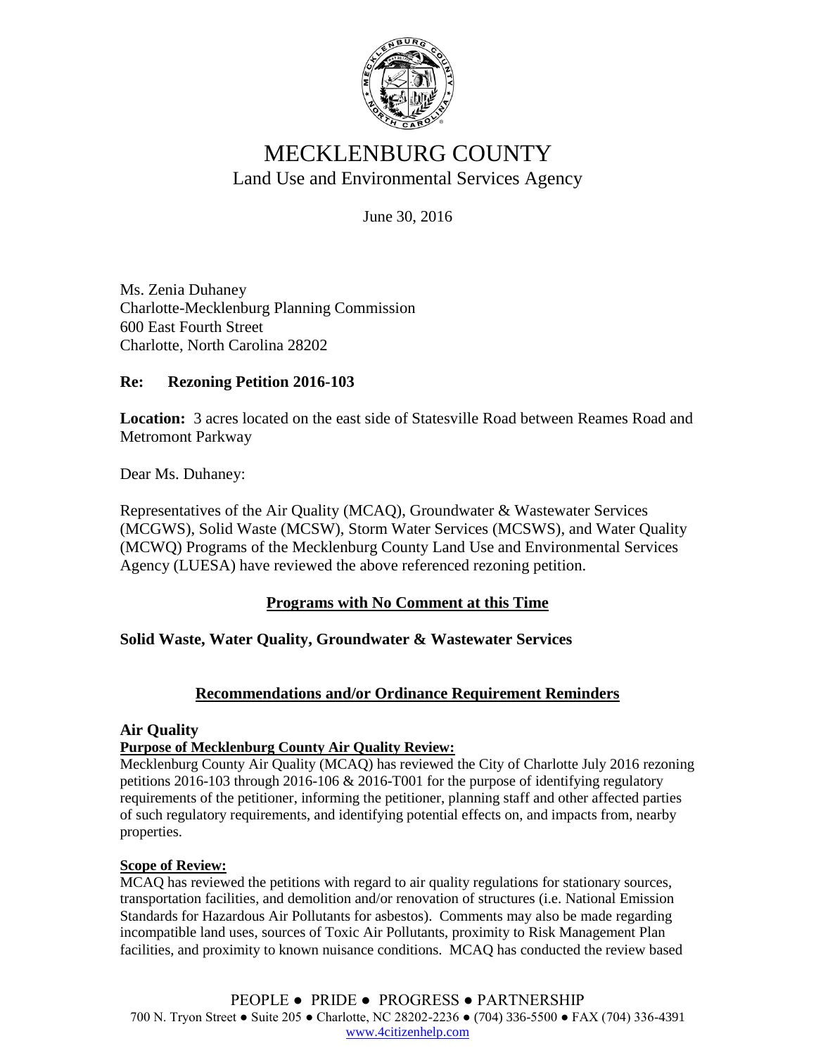# MECKLENBURG COUNTY

## Land Use and Environmental Services Agency

June 30, 2016

Ms. Zenia Duhaney
Charlotte-Mecklenburg Planning Commission
600 East Fourth Street
Charlotte, North Carolina 28202

**Re: Rezoning Petition 2016-103**

**Location:** 3 acres located on the east side of Statesville Road between Reames Road and Metromont Parkway

Dear Ms. Duhaney:

Representatives of the Air Quality (MCAQ), Groundwater & Wastewater Services (MCGWS), Solid Waste (MCSW), Storm Water Services (MCSWS), and Water Quality (MCWQ) Programs of the Mecklenburg County Land Use and Environmental Services Agency (LUESA) have reviewed the above referenced rezoning petition.

### Programs with No Comment at this Time

**Solid Waste, Water Quality, Groundwater & Wastewater Services**

### Recommendations and/or Ordinance Requirement Reminders

**Air Quality**

**Purpose of Mecklenburg County Air Quality Review:**

Mecklenburg County Air Quality (MCAQ) has reviewed the City of Charlotte July 2016 rezoning petitions 2016-103 through 2016-106 & 2016-T001 for the purpose of identifying regulatory requirements of the petitioner, informing the petitioner, planning staff and other affected parties of such regulatory requirements, and identifying potential effects on, and impacts from, nearby properties.

**Scope of Review:**

MCAQ has reviewed the petitions with regard to air quality regulations for stationary sources, transportation facilities, and demolition and/or renovation of structures (i.e. National Emission Standards for Hazardous Air Pollutants for asbestos). Comments may also be made regarding incompatible land uses, sources of Toxic Air Pollutants, proximity to Risk Management Plan facilities, and proximity to known nuisance conditions. MCAQ has conducted the review based

PEOPLE ● PRIDE ● PROGRESS ● PARTNERSHIP
700 N. Tryon Street ● Suite 205 ● Charlotte, NC 28202-2236 ● (704) 336-5500 ● FAX (704) 336-4391
www.4citizenhelp.com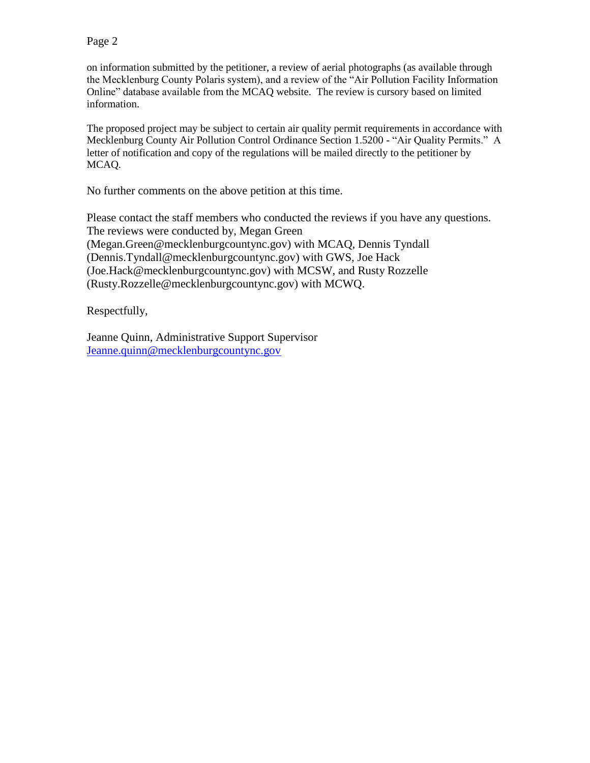on information submitted by the petitioner, a review of aerial photographs (as available through the Mecklenburg County Polaris system), and a review of the "Air Pollution Facility Information Online" database available from the MCAQ website. The review is cursory based on limited information.

The proposed project may be subject to certain air quality permit requirements in accordance with Mecklenburg County Air Pollution Control Ordinance Section 1.5200 - "Air Quality Permits." A letter of notification and copy of the regulations will be mailed directly to the petitioner by MCAQ.

No further comments on the above petition at this time.

Please contact the staff members who conducted the reviews if you have any questions. The reviews were conducted by, Megan Green (Megan.Green@mecklenburgcountync.gov) with MCAQ, Dennis Tyndall (Dennis.Tyndall@mecklenburgcountync.gov) with GWS, Joe Hack (Joe.Hack@mecklenburgcountync.gov) with MCSW, and Rusty Rozzelle (Rusty.Rozzelle@mecklenburgcountync.gov) with MCWQ.

Respectfully,

Jeanne Quinn, Administrative Support Supervisor
Jeanne.quinn@mecklenburgcountync.gov